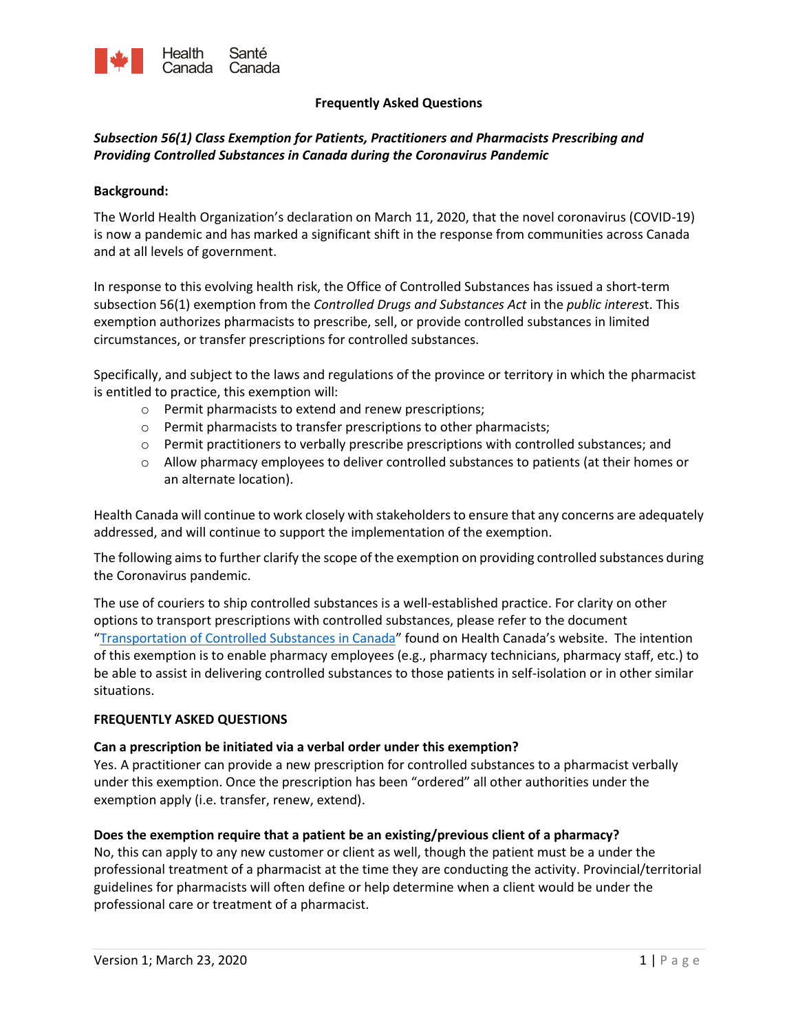Health Canada Santé Canada

**Frequently Asked Questions**

***Subsection 56(1) Class Exemption for Patients, Practitioners and Pharmacists Prescribing and Providing Controlled Substances in Canada during the Coronavirus Pandemic***

**Background:**

The World Health Organization's declaration on March 11, 2020, that the novel coronavirus (COVID-19) is now a pandemic and has marked a significant shift in the response from communities across Canada and at all levels of government.

In response to this evolving health risk, the Office of Controlled Substances has issued a short-term subsection 56(1) exemption from the *Controlled Drugs and Substances Act* in the *public interest*. This exemption authorizes pharmacists to prescribe, sell, or provide controlled substances in limited circumstances, or transfer prescriptions for controlled substances.

Specifically, and subject to the laws and regulations of the province or territory in which the pharmacist is entitled to practice, this exemption will:

- Permit pharmacists to extend and renew prescriptions;
- Permit pharmacists to transfer prescriptions to other pharmacists;
- Permit practitioners to verbally prescribe prescriptions with controlled substances; and
- Allow pharmacy employees to deliver controlled substances to patients (at their homes or an alternate location).

Health Canada will continue to work closely with stakeholders to ensure that any concerns are adequately addressed, and will continue to support the implementation of the exemption.

The following aims to further clarify the scope of the exemption on providing controlled substances during the Coronavirus pandemic.

The use of couriers to ship controlled substances is a well-established practice. For clarity on other options to transport prescriptions with controlled substances, please refer to the document "Transportation of Controlled Substances in Canada" found on Health Canada's website. The intention of this exemption is to enable pharmacy employees (e.g., pharmacy technicians, pharmacy staff, etc.) to be able to assist in delivering controlled substances to those patients in self-isolation or in other similar situations.

**FREQUENTLY ASKED QUESTIONS**

**Can a prescription be initiated via a verbal order under this exemption?**

Yes. A practitioner can provide a new prescription for controlled substances to a pharmacist verbally under this exemption. Once the prescription has been "ordered" all other authorities under the exemption apply (i.e. transfer, renew, extend).

**Does the exemption require that a patient be an existing/previous client of a pharmacy?**

No, this can apply to any new customer or client as well, though the patient must be a under the professional treatment of a pharmacist at the time they are conducting the activity. Provincial/territorial guidelines for pharmacists will often define or help determine when a client would be under the professional care or treatment of a pharmacist.

Version 1; March 23, 2020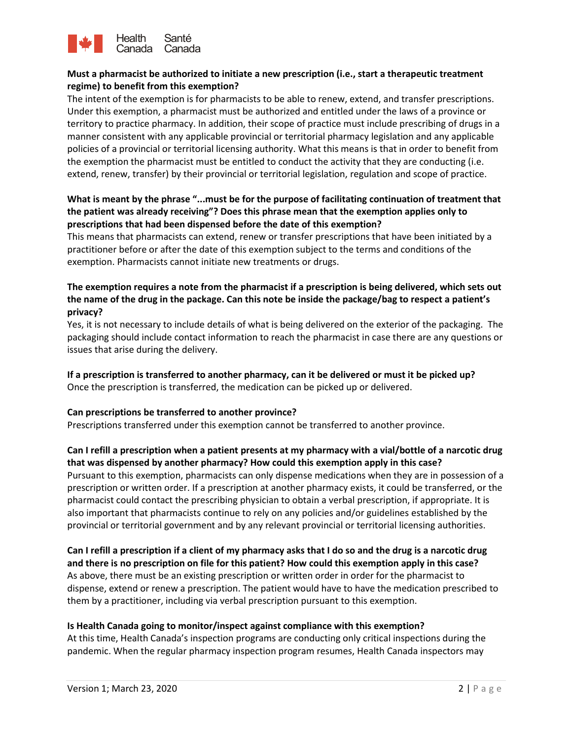**Must a pharmacist be authorized to initiate a new prescription (i.e., start a therapeutic treatment regime) to benefit from this exemption?**

The intent of the exemption is for pharmacists to be able to renew, extend, and transfer prescriptions. Under this exemption, a pharmacist must be authorized and entitled under the laws of a province or territory to practice pharmacy. In addition, their scope of practice must include prescribing of drugs in a manner consistent with any applicable provincial or territorial pharmacy legislation and any applicable policies of a provincial or territorial licensing authority. What this means is that in order to benefit from the exemption the pharmacist must be entitled to conduct the activity that they are conducting (i.e. extend, renew, transfer) by their provincial or territorial legislation, regulation and scope of practice.

**What is meant by the phrase "...must be for the purpose of facilitating continuation of treatment that the patient was already receiving"? Does this phrase mean that the exemption applies only to prescriptions that had been dispensed before the date of this exemption?**

This means that pharmacists can extend, renew or transfer prescriptions that have been initiated by a practitioner before or after the date of this exemption subject to the terms and conditions of the exemption. Pharmacists cannot initiate new treatments or drugs.

**The exemption requires a note from the pharmacist if a prescription is being delivered, which sets out the name of the drug in the package. Can this note be inside the package/bag to respect a patient's privacy?**

Yes, it is not necessary to include details of what is being delivered on the exterior of the packaging. The packaging should include contact information to reach the pharmacist in case there are any questions or issues that arise during the delivery.

**If a prescription is transferred to another pharmacy, can it be delivered or must it be picked up?**

Once the prescription is transferred, the medication can be picked up or delivered.

**Can prescriptions be transferred to another province?**

Prescriptions transferred under this exemption cannot be transferred to another province.

**Can I refill a prescription when a patient presents at my pharmacy with a vial/bottle of a narcotic drug that was dispensed by another pharmacy? How could this exemption apply in this case?**

Pursuant to this exemption, pharmacists can only dispense medications when they are in possession of a prescription or written order. If a prescription at another pharmacy exists, it could be transferred, or the pharmacist could contact the prescribing physician to obtain a verbal prescription, if appropriate. It is also important that pharmacists continue to rely on any policies and/or guidelines established by the provincial or territorial government and by any relevant provincial or territorial licensing authorities.

**Can I refill a prescription if a client of my pharmacy asks that I do so and the drug is a narcotic drug and there is no prescription on file for this patient? How could this exemption apply in this case?**

As above, there must be an existing prescription or written order in order for the pharmacist to dispense, extend or renew a prescription. The patient would have to have the medication prescribed to them by a practitioner, including via verbal prescription pursuant to this exemption.

**Is Health Canada going to monitor/inspect against compliance with this exemption?**

At this time, Health Canada's inspection programs are conducting only critical inspections during the pandemic. When the regular pharmacy inspection program resumes, Health Canada inspectors may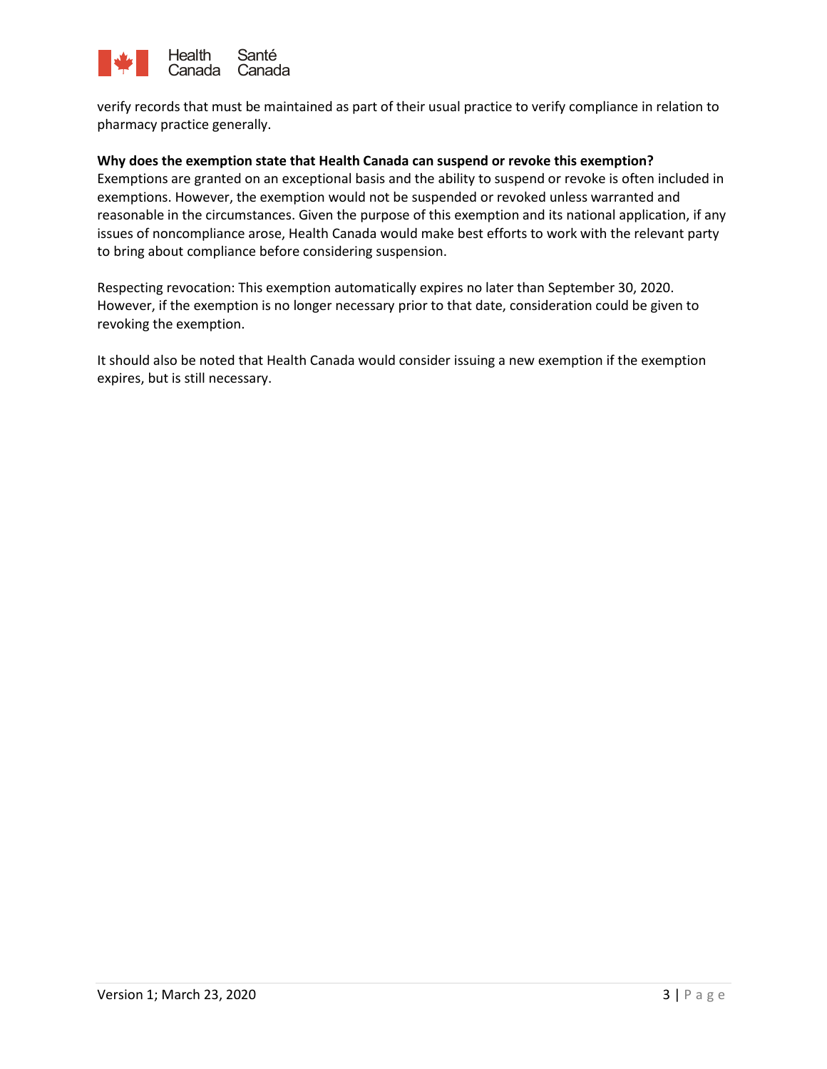verify records that must be maintained as part of their usual practice to verify compliance in relation to pharmacy practice generally.

**Why does the exemption state that Health Canada can suspend or revoke this exemption?**

Exemptions are granted on an exceptional basis and the ability to suspend or revoke is often included in exemptions. However, the exemption would not be suspended or revoked unless warranted and reasonable in the circumstances. Given the purpose of this exemption and its national application, if any issues of noncompliance arose, Health Canada would make best efforts to work with the relevant party to bring about compliance before considering suspension.

Respecting revocation: This exemption automatically expires no later than September 30, 2020. However, if the exemption is no longer necessary prior to that date, consideration could be given to revoking the exemption.

It should also be noted that Health Canada would consider issuing a new exemption if the exemption expires, but is still necessary.